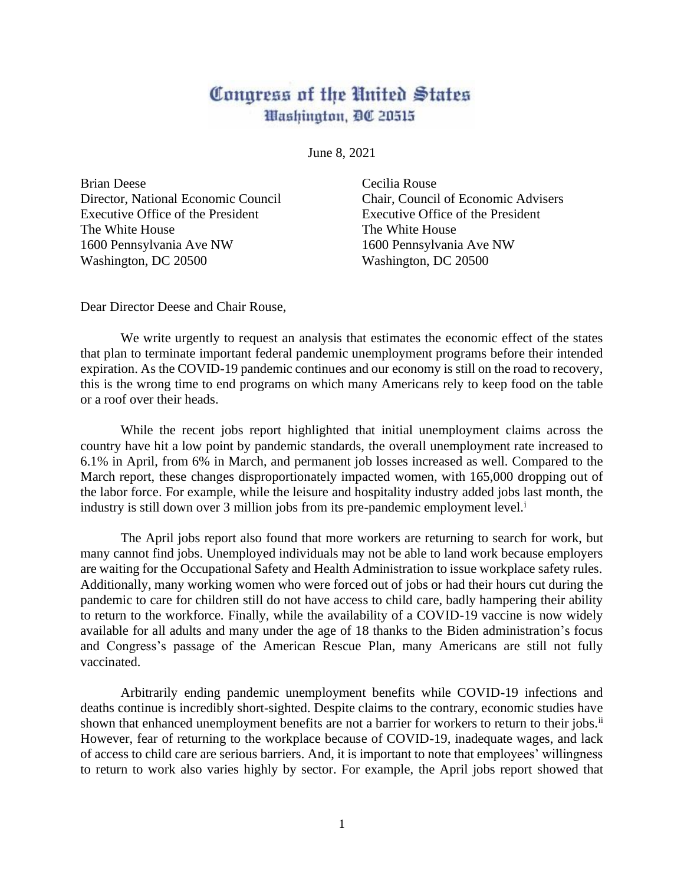# Congress of the United States
## Washington, DC 20515

June 8, 2021

Brian Deese
Director, National Economic Council
Executive Office of the President
The White House
1600 Pennsylvania Ave NW
Washington, DC 20500

Cecilia Rouse
Chair, Council of Economic Advisers
Executive Office of the President
The White House
1600 Pennsylvania Ave NW
Washington, DC 20500

Dear Director Deese and Chair Rouse,

We write urgently to request an analysis that estimates the economic effect of the states that plan to terminate important federal pandemic unemployment programs before their intended expiration. As the COVID-19 pandemic continues and our economy is still on the road to recovery, this is the wrong time to end programs on which many Americans rely to keep food on the table or a roof over their heads.

While the recent jobs report highlighted that initial unemployment claims across the country have hit a low point by pandemic standards, the overall unemployment rate increased to 6.1% in April, from 6% in March, and permanent job losses increased as well. Compared to the March report, these changes disproportionately impacted women, with 165,000 dropping out of the labor force. For example, while the leisure and hospitality industry added jobs last month, the industry is still down over 3 million jobs from its pre-pandemic employment level.[i]

The April jobs report also found that more workers are returning to search for work, but many cannot find jobs. Unemployed individuals may not be able to land work because employers are waiting for the Occupational Safety and Health Administration to issue workplace safety rules. Additionally, many working women who were forced out of jobs or had their hours cut during the pandemic to care for children still do not have access to child care, badly hampering their ability to return to the workforce. Finally, while the availability of a COVID-19 vaccine is now widely available for all adults and many under the age of 18 thanks to the Biden administration's focus and Congress's passage of the American Rescue Plan, many Americans are still not fully vaccinated.

Arbitrarily ending pandemic unemployment benefits while COVID-19 infections and deaths continue is incredibly short-sighted. Despite claims to the contrary, economic studies have shown that enhanced unemployment benefits are not a barrier for workers to return to their jobs.[ii] However, fear of returning to the workplace because of COVID-19, inadequate wages, and lack of access to child care are serious barriers. And, it is important to note that employees' willingness to return to work also varies highly by sector. For example, the April jobs report showed that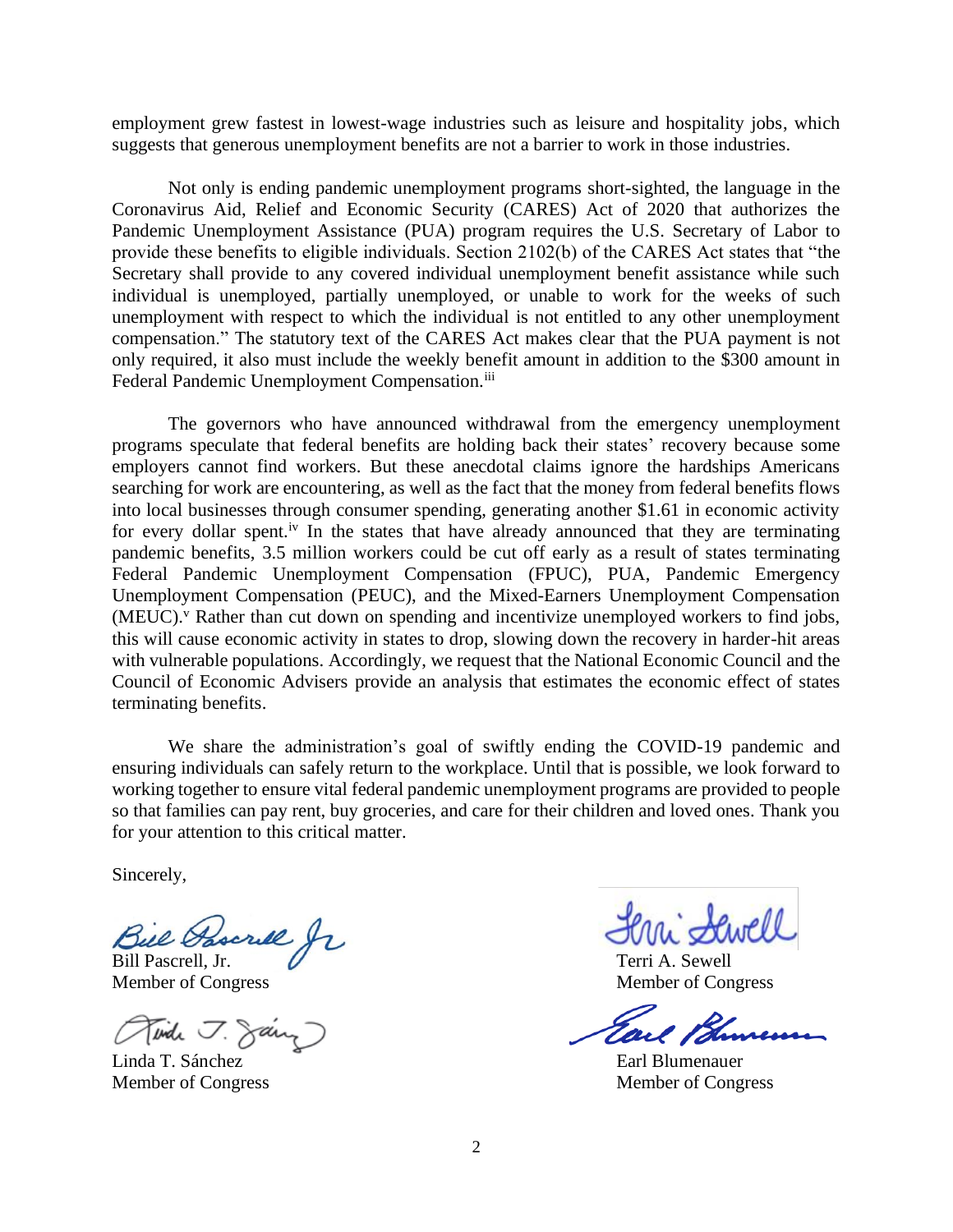employment grew fastest in lowest-wage industries such as leisure and hospitality jobs, which suggests that generous unemployment benefits are not a barrier to work in those industries.

Not only is ending pandemic unemployment programs short-sighted, the language in the Coronavirus Aid, Relief and Economic Security (CARES) Act of 2020 that authorizes the Pandemic Unemployment Assistance (PUA) program requires the U.S. Secretary of Labor to provide these benefits to eligible individuals. Section 2102(b) of the CARES Act states that "the Secretary shall provide to any covered individual unemployment benefit assistance while such individual is unemployed, partially unemployed, or unable to work for the weeks of such unemployment with respect to which the individual is not entitled to any other unemployment compensation." The statutory text of the CARES Act makes clear that the PUA payment is not only required, it also must include the weekly benefit amount in addition to the $300 amount in Federal Pandemic Unemployment Compensation.[iii]

The governors who have announced withdrawal from the emergency unemployment programs speculate that federal benefits are holding back their states' recovery because some employers cannot find workers. But these anecdotal claims ignore the hardships Americans searching for work are encountering, as well as the fact that the money from federal benefits flows into local businesses through consumer spending, generating another $1.61 in economic activity for every dollar spent.[iv] In the states that have already announced that they are terminating pandemic benefits, 3.5 million workers could be cut off early as a result of states terminating Federal Pandemic Unemployment Compensation (FPUC), PUA, Pandemic Emergency Unemployment Compensation (PEUC), and the Mixed-Earners Unemployment Compensation (MEUC).[v] Rather than cut down on spending and incentivize unemployed workers to find jobs, this will cause economic activity in states to drop, slowing down the recovery in harder-hit areas with vulnerable populations. Accordingly, we request that the National Economic Council and the Council of Economic Advisers provide an analysis that estimates the economic effect of states terminating benefits.

We share the administration's goal of swiftly ending the COVID-19 pandemic and ensuring individuals can safely return to the workplace. Until that is possible, we look forward to working together to ensure vital federal pandemic unemployment programs are provided to people so that families can pay rent, buy groceries, and care for their children and loved ones. Thank you for your attention to this critical matter.

Sincerely,

Bill Pascrell, Jr.
Member of Congress

Terri A. Sewell
Member of Congress

Linda T. Sánchez
Member of Congress

Earl Blumenauer
Member of Congress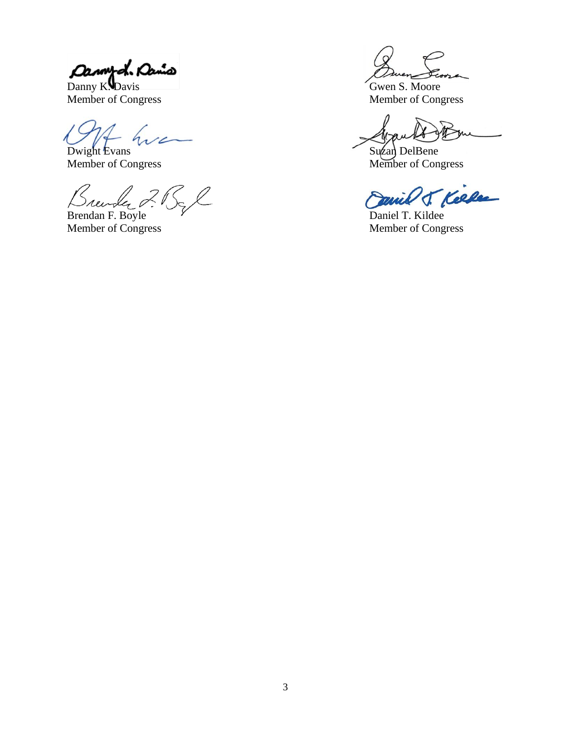Danny K. Davis
Member of Congress

Gwen S. Moore
Member of Congress

Dwight Evans
Member of Congress

Suzan DelBene
Member of Congress

Brendan F. Boyle
Member of Congress

Daniel T. Kildee
Member of Congress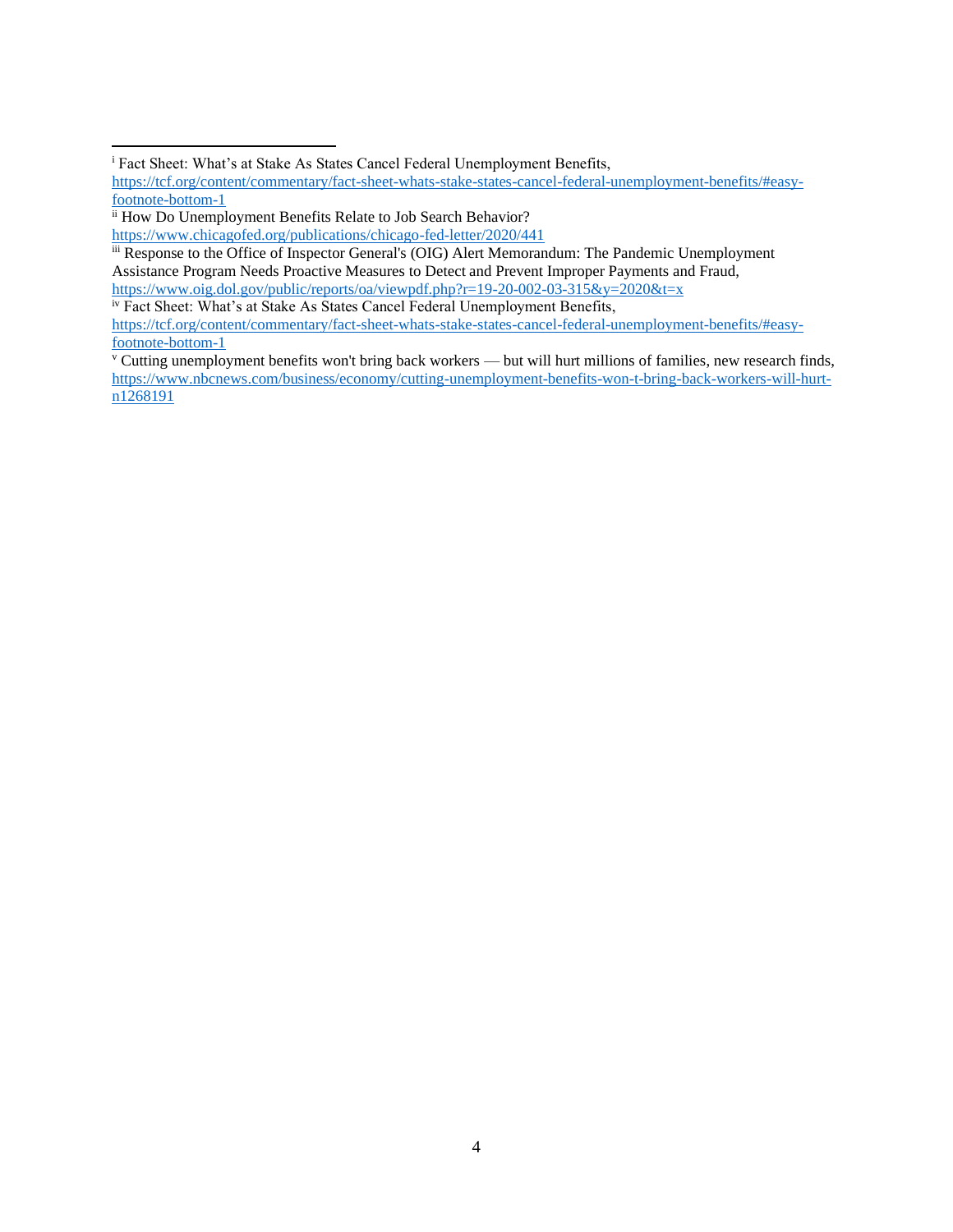[i] Fact Sheet: What's at Stake As States Cancel Federal Unemployment Benefits, https://tcf.org/content/commentary/fact-sheet-whats-stake-states-cancel-federal-unemployment-benefits/#easy-footnote-bottom-1

[ii] How Do Unemployment Benefits Relate to Job Search Behavior? https://www.chicagofed.org/publications/chicago-fed-letter/2020/441

[iii] Response to the Office of Inspector General's (OIG) Alert Memorandum: The Pandemic Unemployment Assistance Program Needs Proactive Measures to Detect and Prevent Improper Payments and Fraud, https://www.oig.dol.gov/public/reports/oa/viewpdf.php?r=19-20-002-03-315&y=2020&t=x

[iv] Fact Sheet: What's at Stake As States Cancel Federal Unemployment Benefits, https://tcf.org/content/commentary/fact-sheet-whats-stake-states-cancel-federal-unemployment-benefits/#easy-footnote-bottom-1

[v] Cutting unemployment benefits won't bring back workers — but will hurt millions of families, new research finds, https://www.nbcnews.com/business/economy/cutting-unemployment-benefits-won-t-bring-back-workers-will-hurt-n1268191